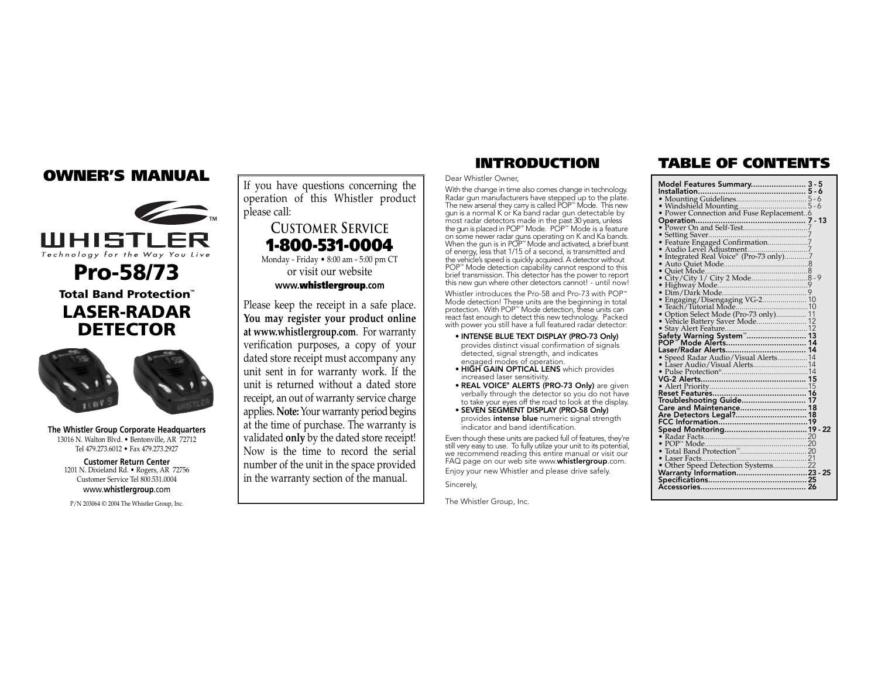# OWNER'S MANUAL

WHISTLER™

*Technology for the Way You Live*

# Pro-58/73

**Total Band Protection™**

# LASER-RADAR DETECTOR

**The Whistler Group Corporate Headquarters**
13016 N. Walton Blvd. • Bentonville, AR 72712
Tel 479.273.6012 • Fax 479.273.2927

**Customer Return Center**
1201 N. Dixieland Rd. • Rogers, AR 72756
Customer Service Tel 800.531.0004
www.**whistlergroup**.com

P/N 203064 © 2004 The Whistler Group, Inc.

---

If you have questions concerning the operation of this Whistler product please call:

CUSTOMER SERVICE
**1-800-531-0004**
Monday - Friday • 8:00 am - 5:00 pm CT
or visit our website
www.**whistlergroup**.com

Please keep the receipt in a safe place. **You may register your product online at www.whistlergroup.com**. For warranty verification purposes, a copy of your dated store receipt must accompany any unit sent in for warranty work. If the unit is returned without a dated store receipt, an out of warranty service charge applies. **Note:** Your warranty period begins at the time of purchase. The warranty is validated **only** by the dated store receipt! Now is the time to record the serial number of the unit in the space provided in the warranty section of the manual.

---

## INTRODUCTION

Dear Whistler Owner,

With the change in time also comes change in technology. Radar gun manufacturers have stepped up to the plate. The new arsenal they carry is called POP™ Mode. This new gun is a normal K or Ka band radar gun detectable by most radar detectors made in the past 30 years, unless the gun is placed in POP™ Mode. POP™ Mode is a feature on some newer radar guns operating on K and Ka bands. When the gun is in POP™ Mode and activated, a brief burst of energy, less that 1/15 of a second, is transmitted and the vehicle's speed is quickly acquired. A detector without POP™ Mode detection capability cannot respond to this brief transmission. This detector has the power to report this new gun where other detectors cannot! - until now!

Whistler introduces the Pro-58 and Pro-73 with POP™ Mode detection! These units are the beginning in total protection. With POP™ Mode detection, these units can react fast enough to detect this new technology. Packed with power you still have a full featured radar detector:

- **INTENSE BLUE TEXT DISPLAY (PRO-73 Only)** provides distinct visual confirmation of signals detected, signal strength, and indicates engaged modes of operation.
- **HIGH GAIN OPTICAL LENS** which provides increased laser sensitivity.
- **REAL VOICE® ALERTS (PRO-73 Only)** are given verbally through the detector so you do not have to take your eyes off the road to look at the display.
- **SEVEN SEGMENT DISPLAY (PRO-58 Only)** provides **intense blue** numeric signal strength indicator and band identification.

Even though these units are packed full of features, they're still very easy to use. To fully utilize your unit to its potential, we recommend reading this entire manual or visit our FAQ page on our web site www.**whistlergroup**.com.

Enjoy your new Whistler and please drive safely.

Sincerely,

The Whistler Group, Inc.

---

## TABLE OF CONTENTS

**Model Features Summary........................ 3 - 5**
**Installation.............................................. 5 - 6**
- Mounting Guidelines.................................. 5 - 6
- Windshield Mounting.................................. 5 - 6
- Power Connection and Fuse Replacement..6

**Operation................................................ 7 - 13**
- Power On and Self-Test................................7
- Setting Saver..............................................7
- Feature Engaged Confirmation....................7
- Audio Level Adjustment..............................7
- Integrated Real Voice® (Pro-73 only)............7
- Auto Quiet Mode..........................................8
- Quiet Mode..................................................8
- City/City 1/ City 2 Mode..........................8 - 9
- Highway Mode.............................................9
- Dim/Dark Mode............................................9
- Engaging/Disengaging VG-2...................... 10
- Teach/Tutorial Mode...................................10
- Option Select Mode (Pro-73 only)............... 11
- Vehicle Battery Saver Mode........................12
- Stay Alert Feature.......................................12

**Safety Warning System™.......................... 13**
**POP™ Mode Alerts.................................... 14**
**Laser/Radar Alerts.................................... 14**
- Speed Radar Audio/Visual Alerts...............14
- Laser Audio/Visual Alerts...........................14
- Pulse Protection®.......................................14

**VG-2 Alerts.............................................. 15**
- Alert Priority..............................................15

**Reset Features......................................... 16**
**Troubleshooting Guide.............................. 17**
**Care and Maintenance.............................. 18**
**Are Detectors Legal?................................ 18**
**FCC Information.......................................19**
**Speed Monitoring.................................... 19 - 22**
- Radar Facts................................................. 20
- POP™ Mode.................................................20
- Total Band Protection™................................ 20
- Laser Facts.................................................21
- Other Speed Detection Systems.................22

**Warranty Information...............................23 - 25**
**Specifications........................................... 25**
**Accessories.............................................. 26**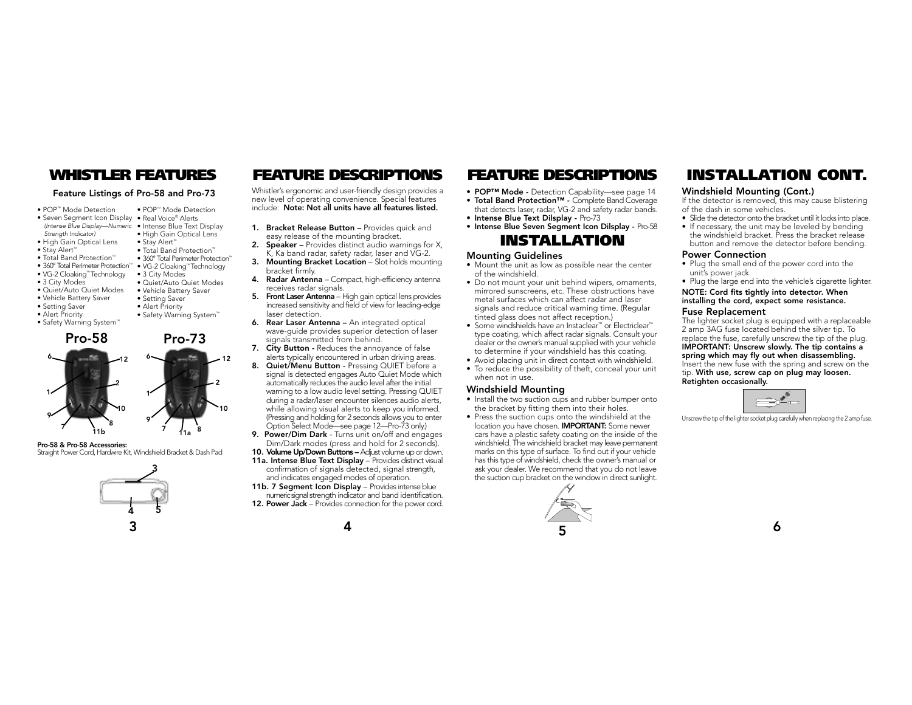# WHISTLER FEATURES

### Feature Listings of Pro-58 and Pro-73

**Pro-58**

- POP™ Mode Detection
- Seven Segment Icon Display *(Intense Blue Display—Numeric Strength Indicator)*
- High Gain Optical Lens
- Stay Alert™
- Total Band Protection™
- 360° Total Perimeter Protection™
- VG-2 Cloaking™ Technology
- 3 City Modes
- Quiet/Auto Quiet Modes
- Vehicle Battery Saver
- Setting Saver
- Alert Priority
- Safety Warning System™

**Pro-73**

- POP™ Mode Detection
- Real Voice® Alerts
- Intense Blue Text Display
- High Gain Optical Lens
- Stay Alert™
- Total Band Protection™
- 360° Total Perimeter Protection™
- VG-2 Cloaking™ Technology
- 3 City Modes
- Quiet/Auto Quiet Modes
- Vehicle Battery Saver
- Setting Saver
- Alert Priority
- Safety Warning System™

**Pro-58 & Pro-58 Accessories:**
Straight Power Cord, Hardwire Kit, Windshield Bracket & Dash Pad

# FEATURE DESCRIPTIONS

Whistler's ergonomic and user-friendly design provides a new level of operating convenience. Special features include: **Note: Not all units have all features listed.**

1. **Bracket Release Button –** Provides quick and easy release of the mounting bracket.
2. **Speaker –** Provides distinct audio warnings for X, K, Ka band radar, safety radar, laser and VG-2.
3. **Mounting Bracket Location** – Slot holds mounting bracket firmly.
4. **Radar Antenna** – Compact, high-efficiency antenna receives radar signals.
5. **Front Laser Antenna** – High gain optical lens provides increased sensitivity and field of view for leading-edge laser detection.
6. **Rear Laser Antenna –** An integrated optical wave-guide provides superior detection of laser signals transmitted from behind.
7. **City Button -** Reduces the annoyance of false alerts typically encountered in urban driving areas.
8. **Quiet/Menu Button -** Pressing QUIET before a signal is detected engages Auto Quiet Mode which automatically reduces the audio level after the initial warning to a low audio level setting. Pressing QUIET during a radar/laser encounter silences audio alerts, while allowing visual alerts to keep you informed. (Pressing and holding for 2 seconds allows you to enter Option Select Mode—see page 12—Pro-73 only.)
9. **Power/Dim Dark** - Turns unit on/off and engages Dim/Dark modes (press and hold for 2 seconds).
10. **Volume Up/Down Buttons –** Adjust volume up or down.
11a. **Intense Blue Text Display** – Provides distinct visual confirmation of signals detected, signal strength, and indicates engaged modes of operation.
11b. **7 Segment Icon Display** – Provides intense blue numeric signal strength indicator and band identification.
12. **Power Jack** – Provides connection for the power cord.

# FEATURE DESCRIPTIONS

- **POP™ Mode -** Detection Capability—see page 14
- **Total Band Protection™ -** Complete Band Coverage that detects laser, radar, VG-2 and safety radar bands.
- **Intense Blue Text Dilsplay -** Pro-73
- **Intense Blue Seven Segment Icon Dilsplay -** Pro-58

# INSTALLATION

### Mounting Guidelines

- Mount the unit as low as possible near the center of the windshield.
- Do not mount your unit behind wipers, ornaments, mirrored sunscreens, etc. These obstructions have metal surfaces which can affect radar and laser signals and reduce critical warning time. (Regular tinted glass does not affect reception.)
- Some windshields have an Instaclear™ or Electriclear™ type coating, which affect radar signals. Consult your dealer or the owner's manual supplied with your vehicle to determine if your windshield has this coating.
- Avoid placing unit in direct contact with windshield.
- To reduce the possibility of theft, conceal your unit when not in use.

### Windshield Mounting

- Install the two suction cups and rubber bumper onto the bracket by fitting them into their holes.
- Press the suction cups onto the windshield at the location you have chosen. **IMPORTANT:** Some newer cars have a plastic safety coating on the inside of the windshield. The windshield bracket may leave permanent marks on this type of surface. To find out if your vehicle has this type of windshield, check the owner's manual or ask your dealer. We recommend that you do not leave the suction cup bracket on the window in direct sunlight.

# INSTALLATION CONT.

### Windshield Mounting (Cont.)

If the detector is removed, this may cause blistering of the dash in some vehicles.

- Slide the detector onto the bracket until it locks into place.
- If necessary, the unit may be leveled by bending the windshield bracket. Press the bracket release button and remove the detector before bending.

### Power Connection

- Plug the small end of the power cord into the unit's power jack.
- Plug the large end into the vehicle's cigarette lighter.

**NOTE: Cord fits tightly into detector. When installing the cord, expect some resistance.**

### Fuse Replacement

The lighter socket plug is equipped with a replaceable 2 amp 3AG fuse located behind the silver tip. To replace the fuse, carefully unscrew the tip of the plug. **IMPORTANT: Unscrew slowly. The tip contains a spring which may fly out when disassembling.** Insert the new fuse with the spring and screw on the tip. **With use, screw cap on plug may loosen. Retighten occasionally.**

Unscrew the tip of the lighter socket plug carefully when replacing the 2 amp fuse.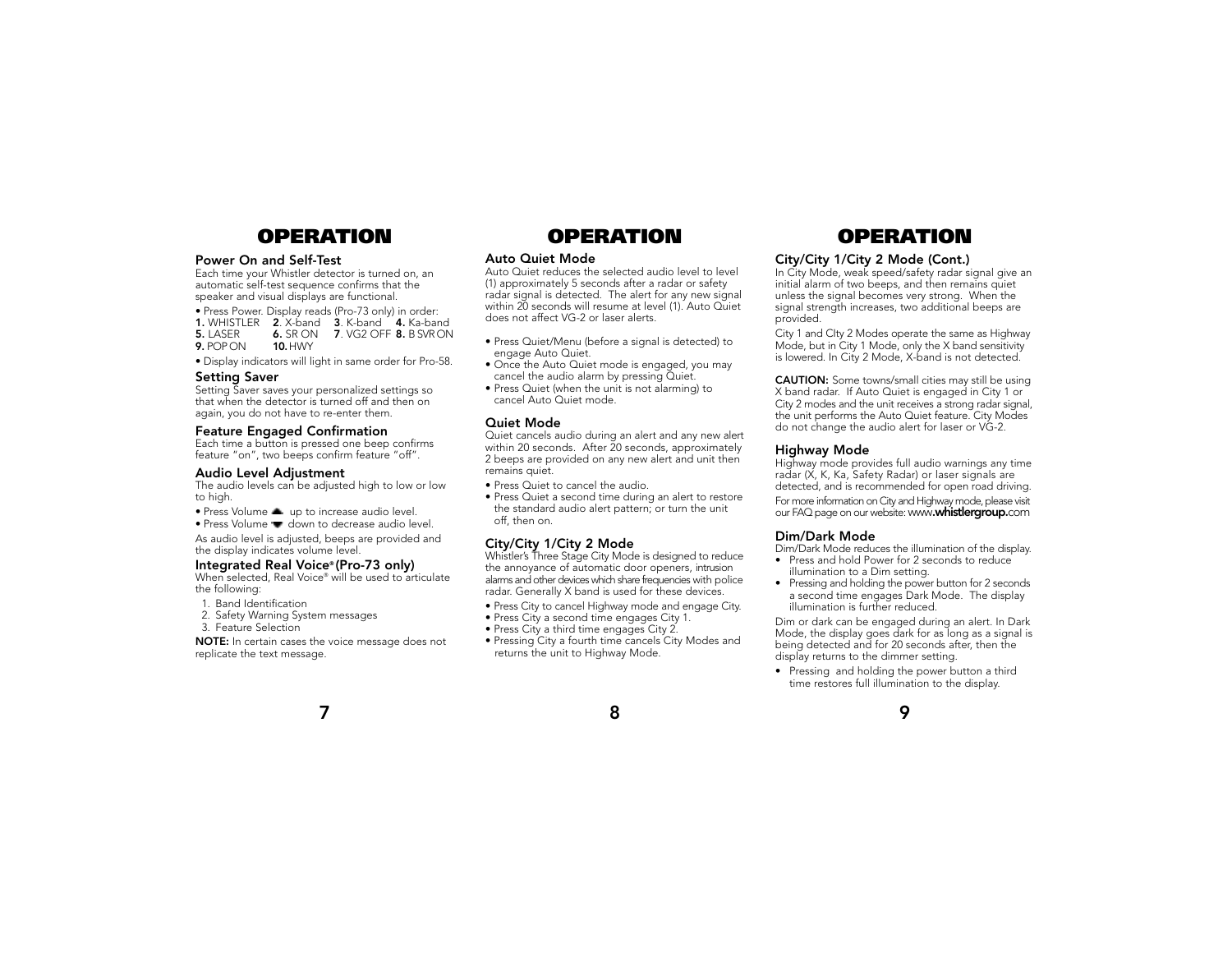# OPERATION

### Power On and Self-Test

Each time your Whistler detector is turned on, an automatic self-test sequence confirms that the speaker and visual displays are functional.

- Press Power. Display reads (Pro-73 only) in order:

**1.** WHISTLER **2**. X-band **3**. K-band **4.** Ka-band
**5.** LASER **6.** SR ON **7**. VG2 OFF **8.** B SVR ON
**9.** POP ON **10.** HWY

- Display indicators will light in same order for Pro-58.

### Setting Saver

Setting Saver saves your personalized settings so that when the detector is turned off and then on again, you do not have to re-enter them.

### Feature Engaged Confirmation

Each time a button is pressed one beep confirms feature "on", two beeps confirm feature "off".

### Audio Level Adjustment

The audio levels can be adjusted high to low or low to high.

- Press Volume ▲ up to increase audio level.
- Press Volume ▼ down to decrease audio level.

As audio level is adjusted, beeps are provided and the display indicates volume level.

### Integrated Real Voice® (Pro-73 only)

When selected, Real Voice® will be used to articulate the following:

1. Band Identification
2. Safety Warning System messages
3. Feature Selection

**NOTE:** In certain cases the voice message does not replicate the text message.

# OPERATION

### Auto Quiet Mode

Auto Quiet reduces the selected audio level to level (1) approximately 5 seconds after a radar or safety radar signal is detected. The alert for any new signal within 20 seconds will resume at level (1). Auto Quiet does not affect VG-2 or laser alerts.

- Press Quiet/Menu (before a signal is detected) to engage Auto Quiet.
- Once the Auto Quiet mode is engaged, you may cancel the audio alarm by pressing Quiet.
- Press Quiet (when the unit is not alarming) to cancel Auto Quiet mode.

### Quiet Mode

Quiet cancels audio during an alert and any new alert within 20 seconds. After 20 seconds, approximately 2 beeps are provided on any new alert and unit then remains quiet.

- Press Quiet to cancel the audio.
- Press Quiet a second time during an alert to restore the standard audio alert pattern; or turn the unit off, then on.

### City/City 1/City 2 Mode

Whistler's Three Stage City Mode is designed to reduce the annoyance of automatic door openers, intrusion alarms and other devices which share frequencies with police radar. Generally X band is used for these devices.

- Press City to cancel Highway mode and engage City.
- Press City a second time engages City 1.
- Press City a third time engages City 2.
- Pressing City a fourth time cancels City Modes and returns the unit to Highway Mode.

# OPERATION

### City/City 1/City 2 Mode (Cont.)

In City Mode, weak speed/safety radar signal give an initial alarm of two beeps, and then remains quiet unless the signal becomes very strong. When the signal strength increases, two additional beeps are provided.

City 1 and CIty 2 Modes operate the same as Highway Mode, but in City 1 Mode, only the X band sensitivity is lowered. In City 2 Mode, X-band is not detected.

**CAUTION:** Some towns/small cities may still be using X band radar. If Auto Quiet is engaged in City 1 or City 2 modes and the unit receives a strong radar signal, the unit performs the Auto Quiet feature. City Modes do not change the audio alert for laser or VG-2.

### Highway Mode

Highway mode provides full audio warnings any time radar (X, K, Ka, Safety Radar) or laser signals are detected, and is recommended for open road driving.

For more information on City and Highway mode, please visit our FAQ page on our website: www.**whistlergroup.**com

### Dim/Dark Mode

Dim/Dark Mode reduces the illumination of the display.

- Press and hold Power for 2 seconds to reduce illumination to a Dim setting.
- Pressing and holding the power button for 2 seconds a second time engages Dark Mode. The display illumination is further reduced.

Dim or dark can be engaged during an alert. In Dark Mode, the display goes dark for as long as a signal is being detected and for 20 seconds after, then the display returns to the dimmer setting.

- Pressing and holding the power button a third time restores full illumination to the display.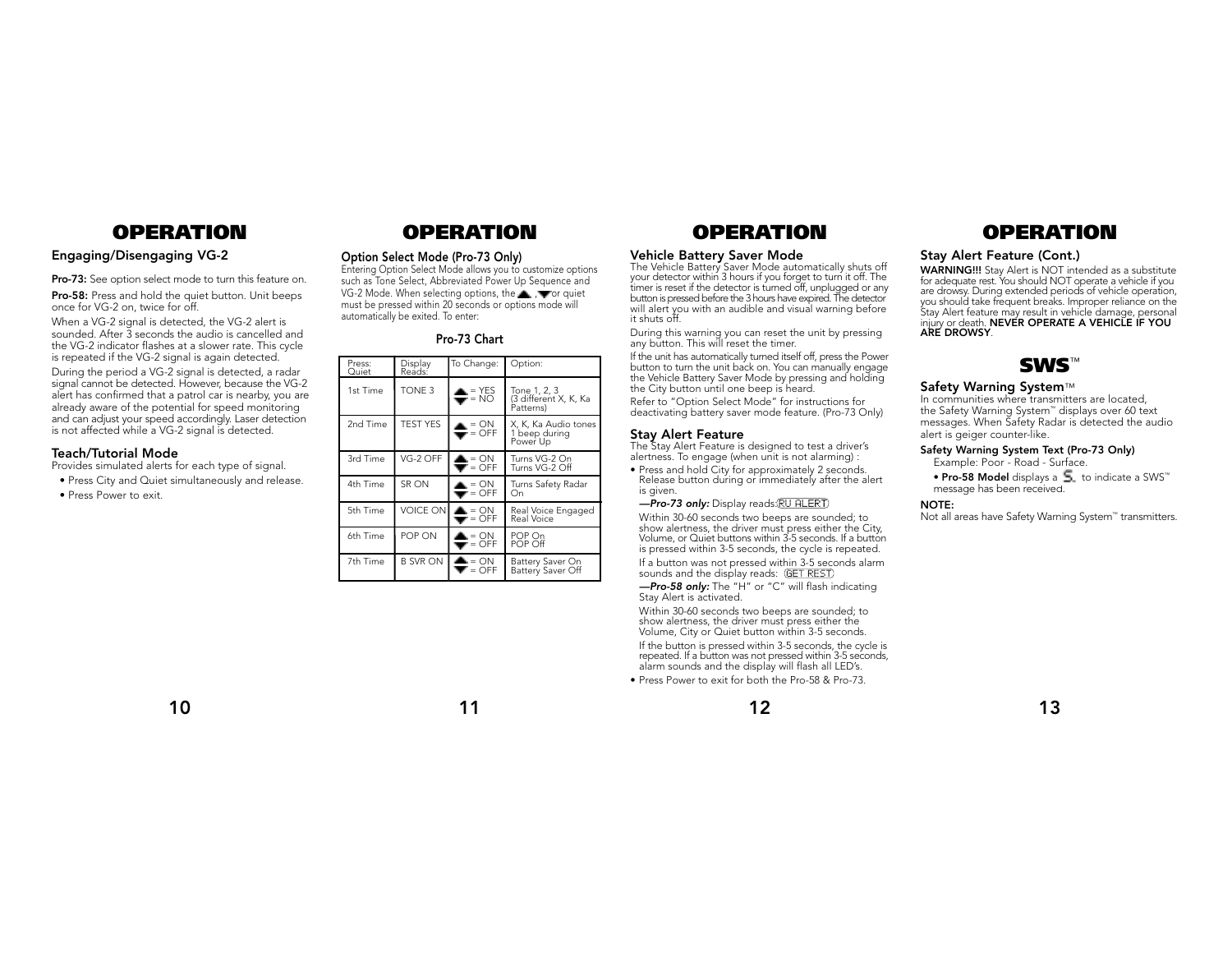# OPERATION

## Engaging/Disengaging VG-2

**Pro-73:** See option select mode to turn this feature on.

**Pro-58:** Press and hold the quiet button. Unit beeps once for VG-2 on, twice for off.

When a VG-2 signal is detected, the VG-2 alert is sounded. After 3 seconds the audio is cancelled and the VG-2 indicator flashes at a slower rate. This cycle is repeated if the VG-2 signal is again detected.

During the period a VG-2 signal is detected, a radar signal cannot be detected. However, because the VG-2 alert has confirmed that a patrol car is nearby, you are already aware of the potential for speed monitoring and can adjust your speed accordingly. Laser detection is not affected while a VG-2 signal is detected.

## Teach/Tutorial Mode

Provides simulated alerts for each type of signal.

- Press City and Quiet simultaneously and release.
- Press Power to exit.

# OPERATION

## Option Select Mode (Pro-73 Only)

Entering Option Select Mode allows you to customize options such as Tone Select, Abbreviated Power Up Sequence and VG-2 Mode. When selecting options, the ▲, ▼ or quiet must be pressed within 20 seconds or options mode will automatically be exited. To enter:

### Pro-73 Chart

| Press: Quiet | Display Reads: | To Change: | Option: |
|---|---|---|---|
| 1st Time | TONE 3 | ▲ = YES ▼ = NO | Tone 1, 2, 3 (3 different X, K, Ka Patterns) |
| 2nd Time | TEST YES | ▲ = ON ▼ = OFF | X, K, Ka Audio tones 1 beep during Power Up |
| 3rd Time | VG-2 OFF | ▲ = ON ▼ = OFF | Turns VG-2 On Turns VG-2 Off |
| 4th Time | SR ON | ▲ = ON ▼ = OFF | Turns Safety Radar On |
| 5th Time | VOICE ON | ▲ = ON ▼ = OFF | Real Voice Engaged Real Voice |
| 6th Time | POP ON | ▲ = ON ▼ = OFF | POP On POP Off |
| 7th Time | B SVR ON | ▲ = ON ▼ = OFF | Battery Saver On Battery Saver Off |

# OPERATION

## Vehicle Battery Saver Mode

The Vehicle Battery Saver Mode automatically shuts off your detector within 3 hours if you forget to turn it off. The timer is reset if the detector is turned off, unplugged or any button is pressed before the 3 hours have expired. The detector will alert you with an audible and visual warning before it shuts off.

During this warning you can reset the unit by pressing any button. This will reset the timer.

If the unit has automatically turned itself off, press the Power button to turn the unit back on. You can manually engage the Vehicle Battery Saver Mode by pressing and holding the City button until one beep is heard.

Refer to "Option Select Mode" for instructions for deactivating battery saver mode feature. (Pro-73 Only)

## Stay Alert Feature

The Stay Alert Feature is designed to test a driver's alertness. To engage (when unit is not alarming) :

- Press and hold City for approximately 2 seconds. Release button during or immediately after the alert is given.

  ***—Pro-73 only:*** Display reads: RU ALERT

  Within 30-60 seconds two beeps are sounded; to show alertness, the driver must press either the City, Volume, or Quiet buttons within 3-5 seconds. If a button is pressed within 3-5 seconds, the cycle is repeated.

  If a button was not pressed within 3-5 seconds alarm sounds and the display reads: GET REST

  ***—Pro-58 only:*** The "H" or "C" will flash indicating Stay Alert is activated.

  Within 30-60 seconds two beeps are sounded; to show alertness, the driver must press either the Volume, City or Quiet button within 3-5 seconds.

  If the button is pressed within 3-5 seconds, the cycle is repeated. If a button was not pressed within 3-5 seconds, alarm sounds and the display will flash all LED's.

- Press Power to exit for both the Pro-58 & Pro-73.

# OPERATION

## Stay Alert Feature (Cont.)

**WARNING!!!** Stay Alert is NOT intended as a substitute for adequate rest. You should NOT operate a vehicle if you are drowsy. During extended periods of vehicle operation, you should take frequent breaks. Improper reliance on the Stay Alert feature may result in vehicle damage, personal injury or death. **NEVER OPERATE A VEHICLE IF YOU ARE DROWSY**.

## SWS™

### Safety Warning System™

In communities where transmitters are located, the Safety Warning System™ displays over 60 text messages. When Safety Radar is detected the audio alert is geiger counter-like.

**Safety Warning System Text (Pro-73 Only)**

Example: Poor - Road - Surface.

- **Pro-58 Model** displays a S. to indicate a SWS™ message has been received.

**NOTE:**

Not all areas have Safety Warning System™ transmitters.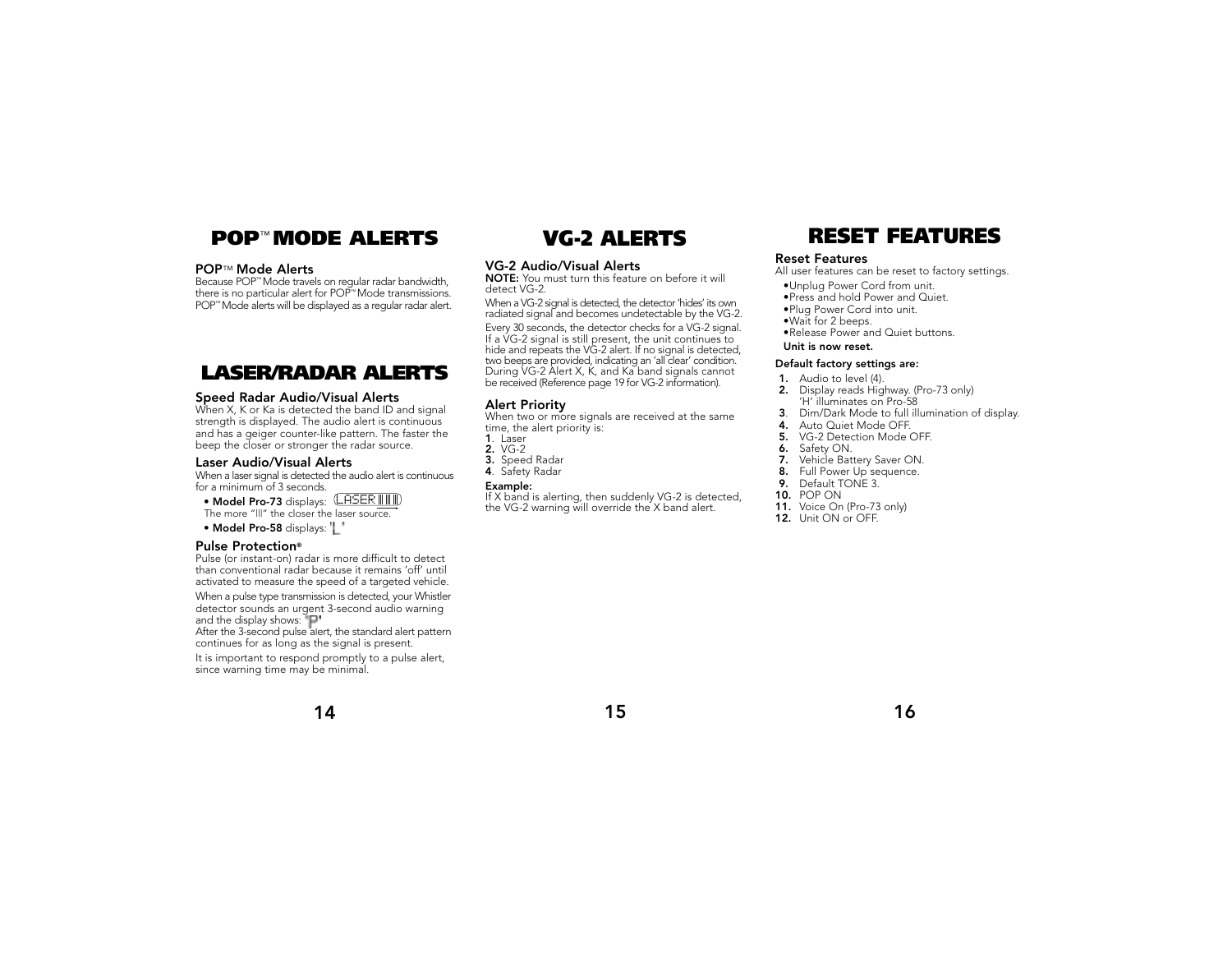# POP™ MODE ALERTS

### POP™ Mode Alerts

Because POP™ Mode travels on regular radar bandwidth, there is no particular alert for POP™ Mode transmissions. POP™ Mode alerts will be displayed as a regular radar alert.

# LASER/RADAR ALERTS

### Speed Radar Audio/Visual Alerts

When X, K or Ka is detected the band ID and signal strength is displayed. The audio alert is continuous and has a geiger counter-like pattern. The faster the beep the closer or stronger the radar source.

### Laser Audio/Visual Alerts

When a laser signal is detected the audio alert is continuous for a minimum of 3 seconds.

- **Model Pro-73** displays: LASER ||||
  The more "|||" the closer the laser source.
- **Model Pro-58** displays: 'L'

### Pulse Protection®

Pulse (or instant-on) radar is more difficult to detect than conventional radar because it remains 'off' until activated to measure the speed of a targeted vehicle.

When a pulse type transmission is detected, your Whistler detector sounds an urgent 3-second audio warning and the display shows: 'P'
After the 3-second pulse alert, the standard alert pattern continues for as long as the signal is present.

It is important to respond promptly to a pulse alert, since warning time may be minimal.

# VG-2 ALERTS

### VG-2 Audio/Visual Alerts

**NOTE:** You must turn this feature on before it will detect VG-2.

When a VG-2 signal is detected, the detector 'hides' its own radiated signal and becomes undetectable by the VG-2.

Every 30 seconds, the detector checks for a VG-2 signal. If a VG-2 signal is still present, the unit continues to hide and repeats the VG-2 alert. If no signal is detected, two beeps are provided, indicating an 'all clear' condition. During VG-2 Alert X, K, and Ka band signals cannot be received (Reference page 19 for VG-2 information).

### Alert Priority

When two or more signals are received at the same time, the alert priority is:

1. Laser
2. VG-2
3. Speed Radar
4. Safety Radar

**Example:**
If X band is alerting, then suddenly VG-2 is detected, the VG-2 warning will override the X band alert.

# RESET FEATURES

### Reset Features

All user features can be reset to factory settings.

- Unplug Power Cord from unit.
- Press and hold Power and Quiet.
- Plug Power Cord into unit.
- Wait for 2 beeps.
- Release Power and Quiet buttons.

**Unit is now reset.**

**Default factory settings are:**

1. Audio to level (4).
2. Display reads Highway. (Pro-73 only)
   'H' illuminates on Pro-58
3. Dim/Dark Mode to full illumination of display.
4. Auto Quiet Mode OFF.
5. VG-2 Detection Mode OFF.
6. Safety ON.
7. Vehicle Battery Saver ON.
8. Full Power Up sequence.
9. Default TONE 3.
10. POP ON
11. Voice On (Pro-73 only)
12. Unit ON or OFF.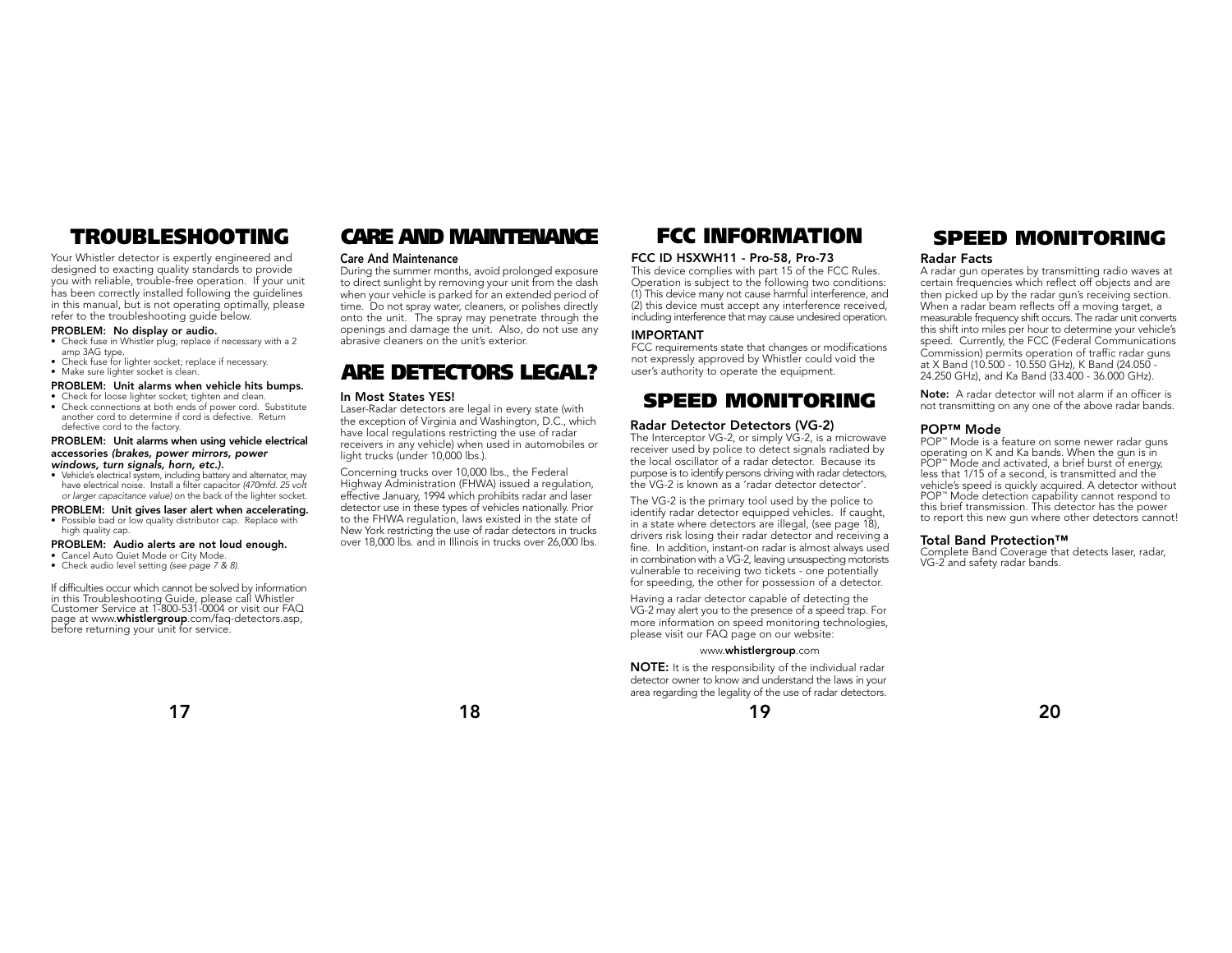# TROUBLESHOOTING

Your Whistler detector is expertly engineered and designed to exacting quality standards to provide you with reliable, trouble-free operation. If your unit has been correctly installed following the guidelines in this manual, but is not operating optimally, please refer to the troubleshooting guide below.

**PROBLEM: No display or audio.**

- Check fuse in Whistler plug; replace if necessary with a 2 amp 3AG type.
- Check fuse for lighter socket; replace if necessary.
- Make sure lighter socket is clean.

**PROBLEM: Unit alarms when vehicle hits bumps.**

- Check for loose lighter socket; tighten and clean.
- Check connections at both ends of power cord. Substitute another cord to determine if cord is defective. Return defective cord to the factory.

**PROBLEM: Unit alarms when using vehicle electrical accessories *(brakes, power mirrors, power windows, turn signals, horn, etc.).***

- Vehicle's electrical system, including battery and alternator, may have electrical noise. Install a filter capacitor *(470mfd. 25 volt or larger capacitance value)* on the back of the lighter socket.

**PROBLEM: Unit gives laser alert when accelerating.**

- Possible bad or low quality distributor cap. Replace with high quality cap.

**PROBLEM: Audio alerts are not loud enough.**

- Cancel Auto Quiet Mode or City Mode.
- Check audio level setting *(see page 7 & 8).*

If difficulties occur which cannot be solved by information in this Troubleshooting Guide, please call Whistler Customer Service at 1-800-531-0004 or visit our FAQ page at www.**whistlergroup**.com/faq-detectors.asp, before returning your unit for service.

# CARE AND MAINTENANCE

**Care And Maintenance**

During the summer months, avoid prolonged exposure to direct sunlight by removing your unit from the dash when your vehicle is parked for an extended period of time. Do not spray water, cleaners, or polishes directly onto the unit. The spray may penetrate through the openings and damage the unit. Also, do not use any abrasive cleaners on the unit's exterior.

# ARE DETECTORS LEGAL?

**In Most States YES!**

Laser-Radar detectors are legal in every state (with the exception of Virginia and Washington, D.C., which have local regulations restricting the use of radar receivers in any vehicle) when used in automobiles or light trucks (under 10,000 lbs.).

Concerning trucks over 10,000 lbs., the Federal Highway Administration (FHWA) issued a regulation, effective January, 1994 which prohibits radar and laser detector use in these types of vehicles nationally. Prior to the FHWA regulation, laws existed in the state of New York restricting the use of radar detectors in trucks over 18,000 lbs. and in Illinois in trucks over 26,000 lbs.

# FCC INFORMATION

**FCC ID HSXWH11 - Pro-58, Pro-73**

This device complies with part 15 of the FCC Rules. Operation is subject to the following two conditions: (1) This device many not cause harmful interference, and (2) this device must accept any interference received, including interference that may cause undesired operation.

**IMPORTANT**

FCC requirements state that changes or modifications not expressly approved by Whistler could void the user's authority to operate the equipment.

# SPEED MONITORING

**Radar Detector Detectors (VG-2)**

The Interceptor VG-2, or simply VG-2, is a microwave receiver used by police to detect signals radiated by the local oscillator of a radar detector. Because its purpose is to identify persons driving with radar detectors, the VG-2 is known as a 'radar detector detector'.

The VG-2 is the primary tool used by the police to identify radar detector equipped vehicles. If caught, in a state where detectors are illegal, (see page 18), drivers risk losing their radar detector and receiving a fine. In addition, instant-on radar is almost always used in combination with a VG-2, leaving unsuspecting motorists vulnerable to receiving two tickets - one potentially for speeding, the other for possession of a detector.

Having a radar detector capable of detecting the VG-2 may alert you to the presence of a speed trap. For more information on speed monitoring technologies, please visit our FAQ page on our website:

www.**whistlergroup**.com

**NOTE:** It is the responsibility of the individual radar detector owner to know and understand the laws in your area regarding the legality of the use of radar detectors.

# SPEED MONITORING

**Radar Facts**

A radar gun operates by transmitting radio waves at certain frequencies which reflect off objects and are then picked up by the radar gun's receiving section. When a radar beam reflects off a moving target, a measurable frequency shift occurs. The radar unit converts this shift into miles per hour to determine your vehicle's speed. Currently, the FCC (Federal Communications Commission) permits operation of traffic radar guns at X Band (10.500 - 10.550 GHz), K Band (24.050 - 24.250 GHz), and Ka Band (33.400 - 36.000 GHz).

**Note:** A radar detector will not alarm if an officer is not transmitting on any one of the above radar bands.

**POP™ Mode**

POP™ Mode is a feature on some newer radar guns operating on K and Ka bands. When the gun is in POP™ Mode and activated, a brief burst of energy, less that 1/15 of a second, is transmitted and the vehicle's speed is quickly acquired. A detector without POP™ Mode detection capability cannot respond to this brief transmission. This detector has the power to report this new gun where other detectors cannot!

**Total Band Protection™**

Complete Band Coverage that detects laser, radar, VG-2 and safety radar bands.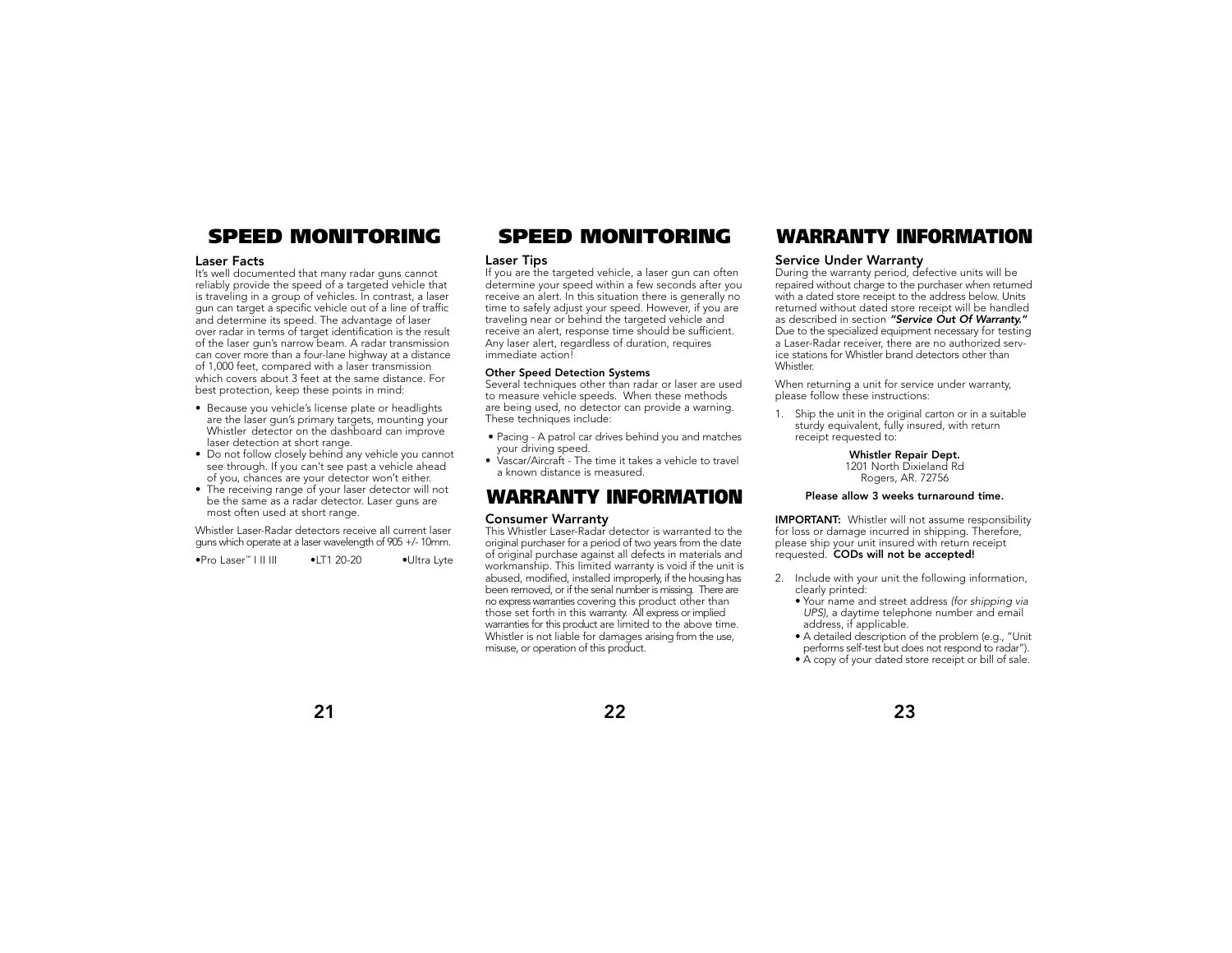# SPEED MONITORING

## Laser Facts

It's well documented that many radar guns cannot reliably provide the speed of a targeted vehicle that is traveling in a group of vehicles. In contrast, a laser gun can target a specific vehicle out of a line of traffic and determine its speed. The advantage of laser over radar in terms of target identification is the result of the laser gun's narrow beam. A radar transmission can cover more than a four-lane highway at a distance of 1,000 feet, compared with a laser transmission which covers about 3 feet at the same distance. For best protection, keep these points in mind:

- Because you vehicle's license plate or headlights are the laser gun's primary targets, mounting your Whistler detector on the dashboard can improve laser detection at short range.
- Do not follow closely behind any vehicle you cannot see through. If you can't see past a vehicle ahead of you, chances are your detector won't either.
- The receiving range of your laser detector will not be the same as a radar detector. Laser guns are most often used at short range.

Whistler Laser-Radar detectors receive all current laser guns which operate at a laser wavelength of 905 +/- 10mm.

•Pro Laser™ I II III •LT1 20-20 •Ultra Lyte

# SPEED MONITORING

## Laser Tips

If you are the targeted vehicle, a laser gun can often determine your speed within a few seconds after you receive an alert. In this situation there is generally no time to safely adjust your speed. However, if you are traveling near or behind the targeted vehicle and receive an alert, response time should be sufficient. Any laser alert, regardless of duration, requires immediate action!

### Other Speed Detection Systems

Several techniques other than radar or laser are used to measure vehicle speeds. When these methods are being used, no detector can provide a warning. These techniques include:

- Pacing - A patrol car drives behind you and matches your driving speed.
- Vascar/Aircraft - The time it takes a vehicle to travel a known distance is measured.

# WARRANTY INFORMATION

## Consumer Warranty

This Whistler Laser-Radar detector is warranted to the original purchaser for a period of two years from the date of original purchase against all defects in materials and workmanship. This limited warranty is void if the unit is abused, modified, installed improperly, if the housing has been removed, or if the serial number is missing. There are no express warranties covering this product other than those set forth in this warranty. All express or implied warranties for this product are limited to the above time. Whistler is not liable for damages arising from the use, misuse, or operation of this product.

# WARRANTY INFORMATION

## Service Under Warranty

During the warranty period, defective units will be repaired without charge to the purchaser when returned with a dated store receipt to the address below. Units returned without dated store receipt will be handled as described in section ***"Service Out Of Warranty."*** Due to the specialized equipment necessary for testing a Laser-Radar receiver, there are no authorized service stations for Whistler brand detectors other than Whistler.

When returning a unit for service under warranty, please follow these instructions:

1. Ship the unit in the original carton or in a suitable sturdy equivalent, fully insured, with return receipt requested to:

   **Whistler Repair Dept.**
   1201 North Dixieland Rd
   Rogers, AR. 72756

   **Please allow 3 weeks turnaround time.**

**IMPORTANT:** Whistler will not assume responsibility for loss or damage incurred in shipping. Therefore, please ship your unit insured with return receipt requested. **CODs will not be accepted!**

2. Include with your unit the following information, clearly printed:
   - Your name and street address *(for shipping via UPS)*, a daytime telephone number and email address, if applicable.
   - A detailed description of the problem (e.g., "Unit performs self-test but does not respond to radar").
   - A copy of your dated store receipt or bill of sale.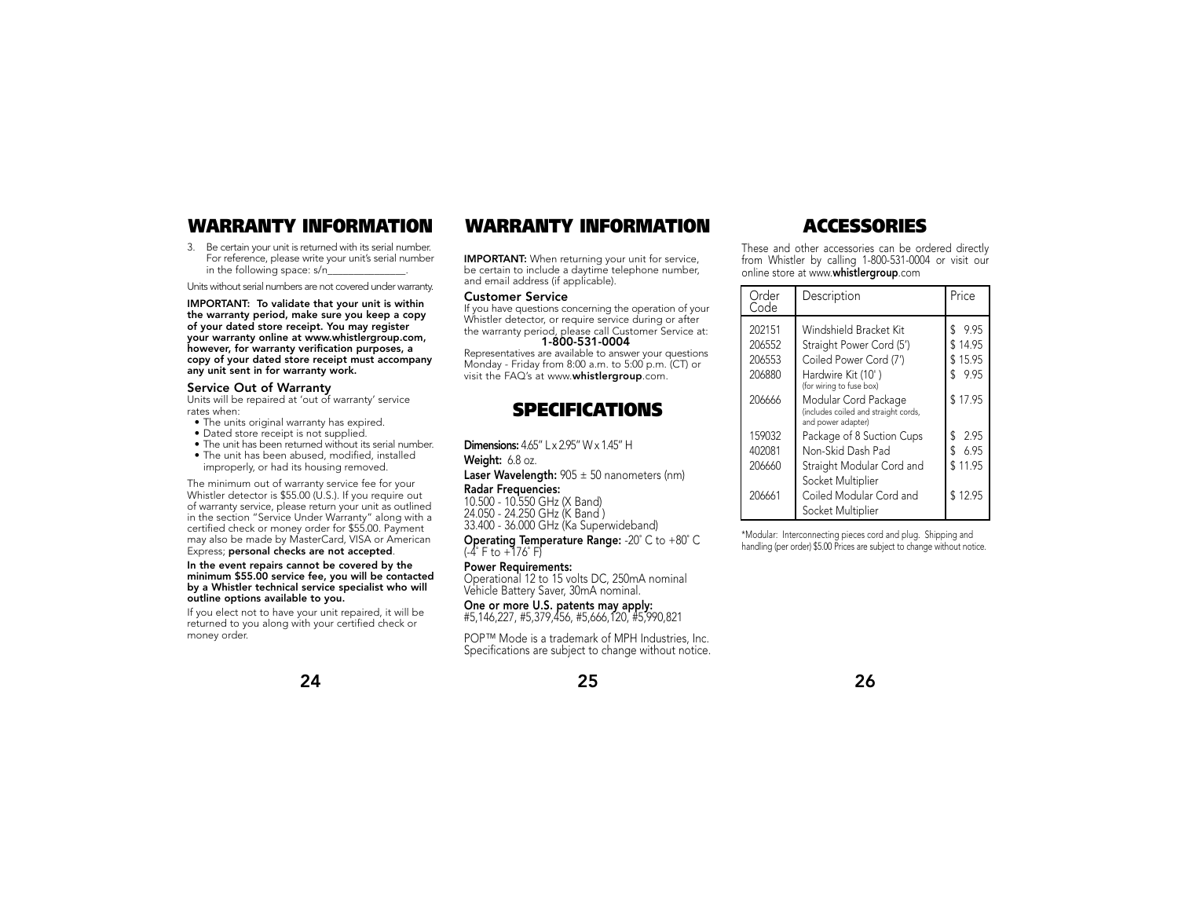## WARRANTY INFORMATION

3. Be certain your unit is returned with its serial number. For reference, please write your unit's serial number in the following space: s/n_______________.

Units without serial numbers are not covered under warranty.

**IMPORTANT: To validate that your unit is within the warranty period, make sure you keep a copy of your dated store receipt. You may register your warranty online at www.whistlergroup.com, however, for warranty verification purposes, a copy of your dated store receipt must accompany any unit sent in for warranty work.**

### Service Out of Warranty

Units will be repaired at 'out of warranty' service rates when:

- The units original warranty has expired.
- Dated store receipt is not supplied.
- The unit has been returned without its serial number.
- The unit has been abused, modified, installed improperly, or had its housing removed.

The minimum out of warranty service fee for your Whistler detector is $55.00 (U.S.). If you require out of warranty service, please return your unit as outlined in the section "Service Under Warranty" along with a certified check or money order for $55.00. Payment may also be made by MasterCard, VISA or American Express; **personal checks are not accepted**.

**In the event repairs cannot be covered by the minimum $55.00 service fee, you will be contacted by a Whistler technical service specialist who will outline options available to you.**

If you elect not to have your unit repaired, it will be returned to you along with your certified check or money order.

## WARRANTY INFORMATION

**IMPORTANT:** When returning your unit for service, be certain to include a daytime telephone number, and email address (if applicable).

### Customer Service

If you have questions concerning the operation of your Whistler detector, or require service during or after the warranty period, please call Customer Service at:

**1-800-531-0004**

Representatives are available to answer your questions Monday - Friday from 8:00 a.m. to 5:00 p.m. (CT) or visit the FAQ's at www.**whistlergroup**.com.

## SPECIFICATIONS

**Dimensions:** 4.65" L x 2.95" W x 1.45" H

**Weight:** 6.8 oz.

**Laser Wavelength:** 905 ± 50 nanometers (nm)

**Radar Frequencies:**
10.500 - 10.550 GHz (X Band)
24.050 - 24.250 GHz (K Band )
33.400 - 36.000 GHz (Ka Superwideband)

**Operating Temperature Range:** -20˚ C to +80˚ C (-4˚ F to +176˚ F)

**Power Requirements:**
Operational 12 to 15 volts DC, 250mA nominal
Vehicle Battery Saver, 30mA nominal.

**One or more U.S. patents may apply:**
#5,146,227, #5,379,456, #5,666,120, #5,990,821

POP™ Mode is a trademark of MPH Industries, Inc.
Specifications are subject to change without notice.

## ACCESSORIES

These and other accessories can be ordered directly from Whistler by calling 1-800-531-0004 or visit our online store at www.**whistlergroup**.com

| Order Code | Description | Price |
|---|---|---|
| 202151 | Windshield Bracket Kit | $ 9.95 |
| 206552 | Straight Power Cord (5') | $ 14.95 |
| 206553 | Coiled Power Cord (7') | $ 15.95 |
| 206880 | Hardwire Kit (10' ) (for wiring to fuse box) | $ 9.95 |
| 206666 | Modular Cord Package (includes coiled and straight cords, and power adapter) | $ 17.95 |
| 159032 | Package of 8 Suction Cups | $ 2.95 |
| 402081 | Non-Skid Dash Pad | $ 6.95 |
| 206660 | Straight Modular Cord and Socket Multiplier | $ 11.95 |
| 206661 | Coiled Modular Cord and Socket Multiplier | $ 12.95 |

*Modular: Interconnecting pieces cord and plug. Shipping and handling (per order) $5.00 Prices are subject to change without notice.